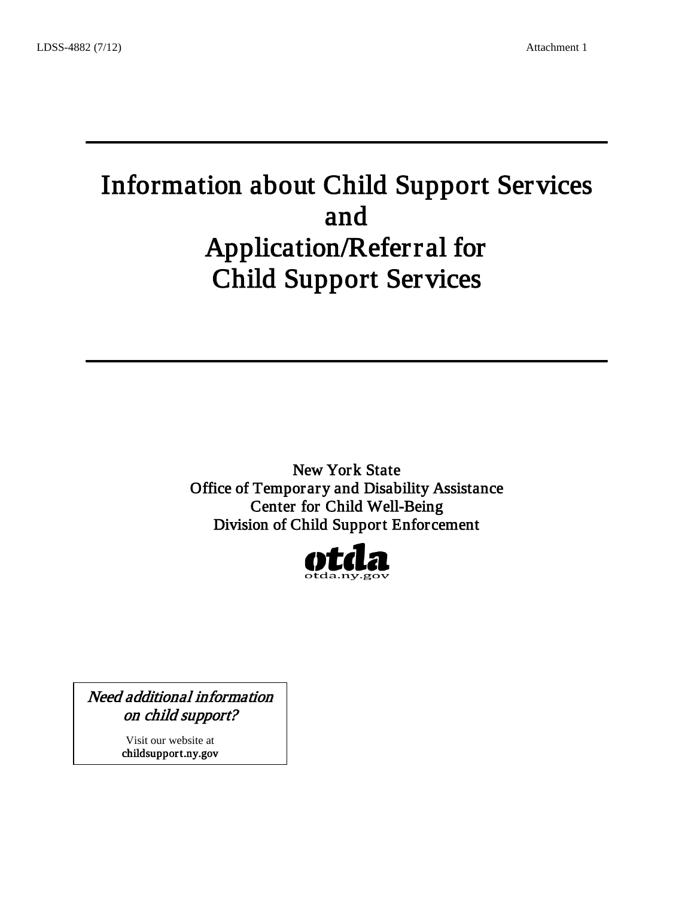LDSS-4882 (7/12) Attachment 1

# Information about Child Support Services and Application/Referral for Child Support Services

New York State
Office of Temporary and Disability Assistance
Center for Child Well-Being
Division of Child Support Enforcement

otda
otda.ny.gov

*Need additional information on child support?*

Visit our website at
**childsupport.ny.gov**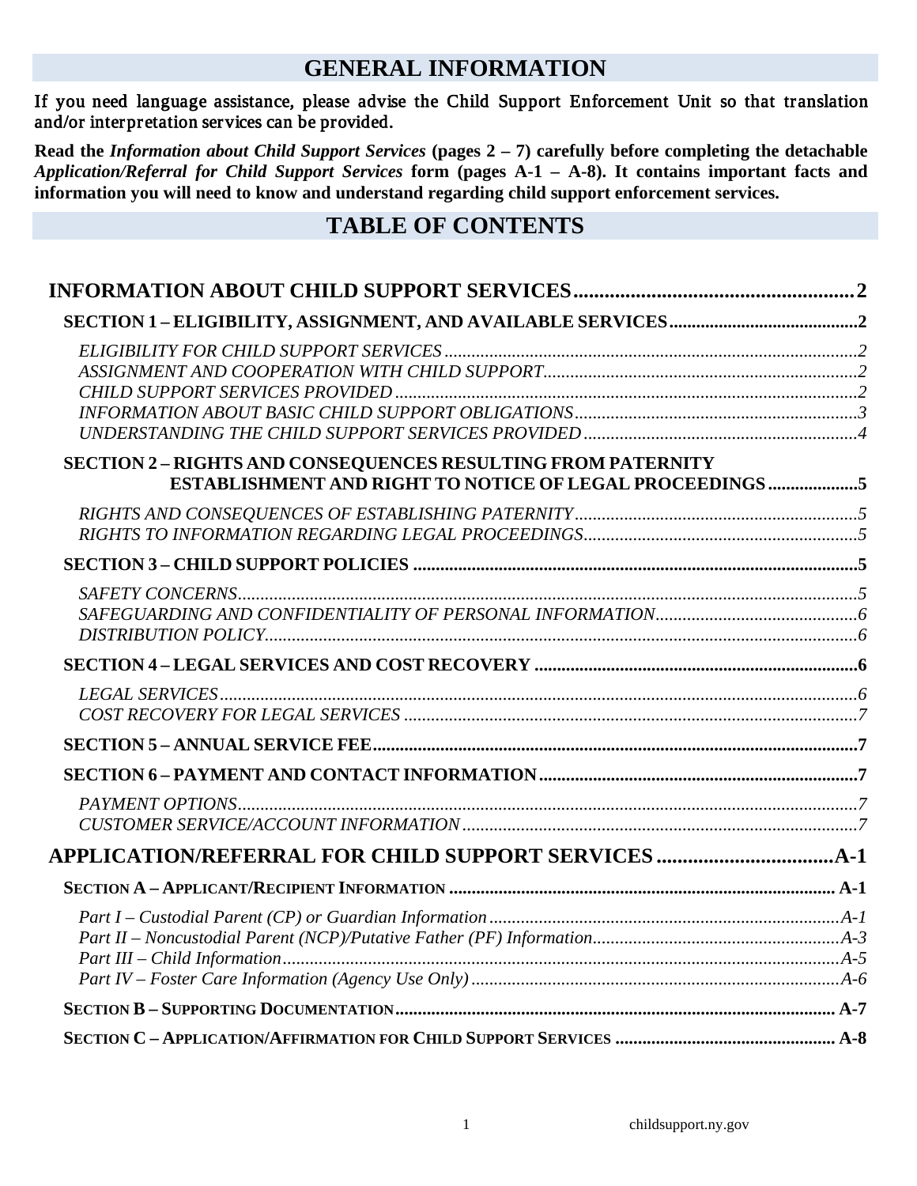# GENERAL INFORMATION

If you need language assistance, please advise the Child Support Enforcement Unit so that translation and/or interpretation services can be provided.

**Read the *Information about Child Support Services* (pages 2 – 7) carefully before completing the detachable *Application/Referral for Child Support Services* form (pages A-1 – A-8). It contains important facts and information you will need to know and understand regarding child support enforcement services.**

# TABLE OF CONTENTS

**INFORMATION ABOUT CHILD SUPPORT SERVICES** .......... **2**

**SECTION 1 – ELIGIBILITY, ASSIGNMENT, AND AVAILABLE SERVICES** .......... **2**

- *ELIGIBILITY FOR CHILD SUPPORT SERVICES* .......... *2*
- *ASSIGNMENT AND COOPERATION WITH CHILD SUPPORT* .......... *2*
- *CHILD SUPPORT SERVICES PROVIDED* .......... *2*
- *INFORMATION ABOUT BASIC CHILD SUPPORT OBLIGATIONS* .......... *3*
- *UNDERSTANDING THE CHILD SUPPORT SERVICES PROVIDED* .......... *4*

**SECTION 2 – RIGHTS AND CONSEQUENCES RESULTING FROM PATERNITY ESTABLISHMENT AND RIGHT TO NOTICE OF LEGAL PROCEEDINGS** .......... **5**

- *RIGHTS AND CONSEQUENCES OF ESTABLISHING PATERNITY* .......... *5*
- *RIGHTS TO INFORMATION REGARDING LEGAL PROCEEDINGS* .......... *5*

**SECTION 3 – CHILD SUPPORT POLICIES** .......... **5**

- *SAFETY CONCERNS* .......... *5*
- *SAFEGUARDING AND CONFIDENTIALITY OF PERSONAL INFORMATION* .......... *6*
- *DISTRIBUTION POLICY* .......... *6*

**SECTION 4 – LEGAL SERVICES AND COST RECOVERY** .......... **6**

- *LEGAL SERVICES* .......... *6*
- *COST RECOVERY FOR LEGAL SERVICES* .......... *7*

**SECTION 5 – ANNUAL SERVICE FEE** .......... **7**

**SECTION 6 – PAYMENT AND CONTACT INFORMATION** .......... **7**

- *PAYMENT OPTIONS* .......... *7*
- *CUSTOMER SERVICE/ACCOUNT INFORMATION* .......... *7*

**APPLICATION/REFERRAL FOR CHILD SUPPORT SERVICES** .......... **A-1**

**SECTION A – APPLICANT/RECIPIENT INFORMATION** .......... **A-1**

- *Part I – Custodial Parent (CP) or Guardian Information* .......... *A-1*
- *Part II – Noncustodial Parent (NCP)/Putative Father (PF) Information* .......... *A-3*
- *Part III – Child Information* .......... *A-5*
- *Part IV – Foster Care Information (Agency Use Only)* .......... *A-6*

**SECTION B – SUPPORTING DOCUMENTATION** .......... **A-7**

**SECTION C – APPLICATION/AFFIRMATION FOR CHILD SUPPORT SERVICES** .......... **A-8**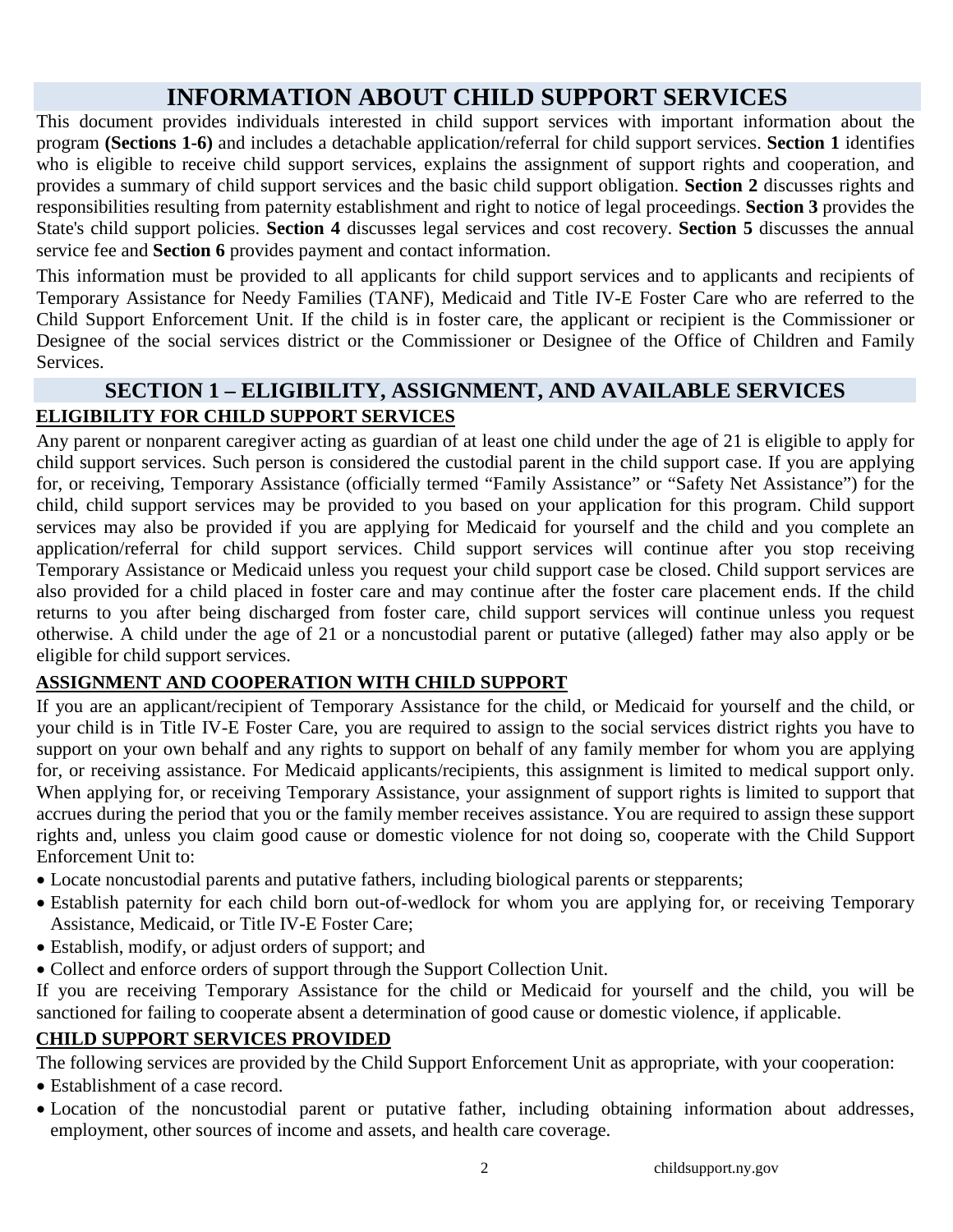# INFORMATION ABOUT CHILD SUPPORT SERVICES

This document provides individuals interested in child support services with important information about the program **(Sections 1-6)** and includes a detachable application/referral for child support services. **Section 1** identifies who is eligible to receive child support services, explains the assignment of support rights and cooperation, and provides a summary of child support services and the basic child support obligation. **Section 2** discusses rights and responsibilities resulting from paternity establishment and right to notice of legal proceedings. **Section 3** provides the State's child support policies. **Section 4** discusses legal services and cost recovery. **Section 5** discusses the annual service fee and **Section 6** provides payment and contact information.

This information must be provided to all applicants for child support services and to applicants and recipients of Temporary Assistance for Needy Families (TANF), Medicaid and Title IV-E Foster Care who are referred to the Child Support Enforcement Unit. If the child is in foster care, the applicant or recipient is the Commissioner or Designee of the social services district or the Commissioner or Designee of the Office of Children and Family Services.

## SECTION 1 – ELIGIBILITY, ASSIGNMENT, AND AVAILABLE SERVICES

### ELIGIBILITY FOR CHILD SUPPORT SERVICES

Any parent or nonparent caregiver acting as guardian of at least one child under the age of 21 is eligible to apply for child support services. Such person is considered the custodial parent in the child support case. If you are applying for, or receiving, Temporary Assistance (officially termed "Family Assistance" or "Safety Net Assistance") for the child, child support services may be provided to you based on your application for this program. Child support services may also be provided if you are applying for Medicaid for yourself and the child and you complete an application/referral for child support services. Child support services will continue after you stop receiving Temporary Assistance or Medicaid unless you request your child support case be closed. Child support services are also provided for a child placed in foster care and may continue after the foster care placement ends. If the child returns to you after being discharged from foster care, child support services will continue unless you request otherwise. A child under the age of 21 or a noncustodial parent or putative (alleged) father may also apply or be eligible for child support services.

### ASSIGNMENT AND COOPERATION WITH CHILD SUPPORT

If you are an applicant/recipient of Temporary Assistance for the child, or Medicaid for yourself and the child, or your child is in Title IV-E Foster Care, you are required to assign to the social services district rights you have to support on your own behalf and any rights to support on behalf of any family member for whom you are applying for, or receiving assistance. For Medicaid applicants/recipients, this assignment is limited to medical support only. When applying for, or receiving Temporary Assistance, your assignment of support rights is limited to support that accrues during the period that you or the family member receives assistance. You are required to assign these support rights and, unless you claim good cause or domestic violence for not doing so, cooperate with the Child Support Enforcement Unit to:

- Locate noncustodial parents and putative fathers, including biological parents or stepparents;
- Establish paternity for each child born out-of-wedlock for whom you are applying for, or receiving Temporary Assistance, Medicaid, or Title IV-E Foster Care;
- Establish, modify, or adjust orders of support; and
- Collect and enforce orders of support through the Support Collection Unit.

If you are receiving Temporary Assistance for the child or Medicaid for yourself and the child, you will be sanctioned for failing to cooperate absent a determination of good cause or domestic violence, if applicable.

### CHILD SUPPORT SERVICES PROVIDED

The following services are provided by the Child Support Enforcement Unit as appropriate, with your cooperation:

- Establishment of a case record.
- Location of the noncustodial parent or putative father, including obtaining information about addresses, employment, other sources of income and assets, and health care coverage.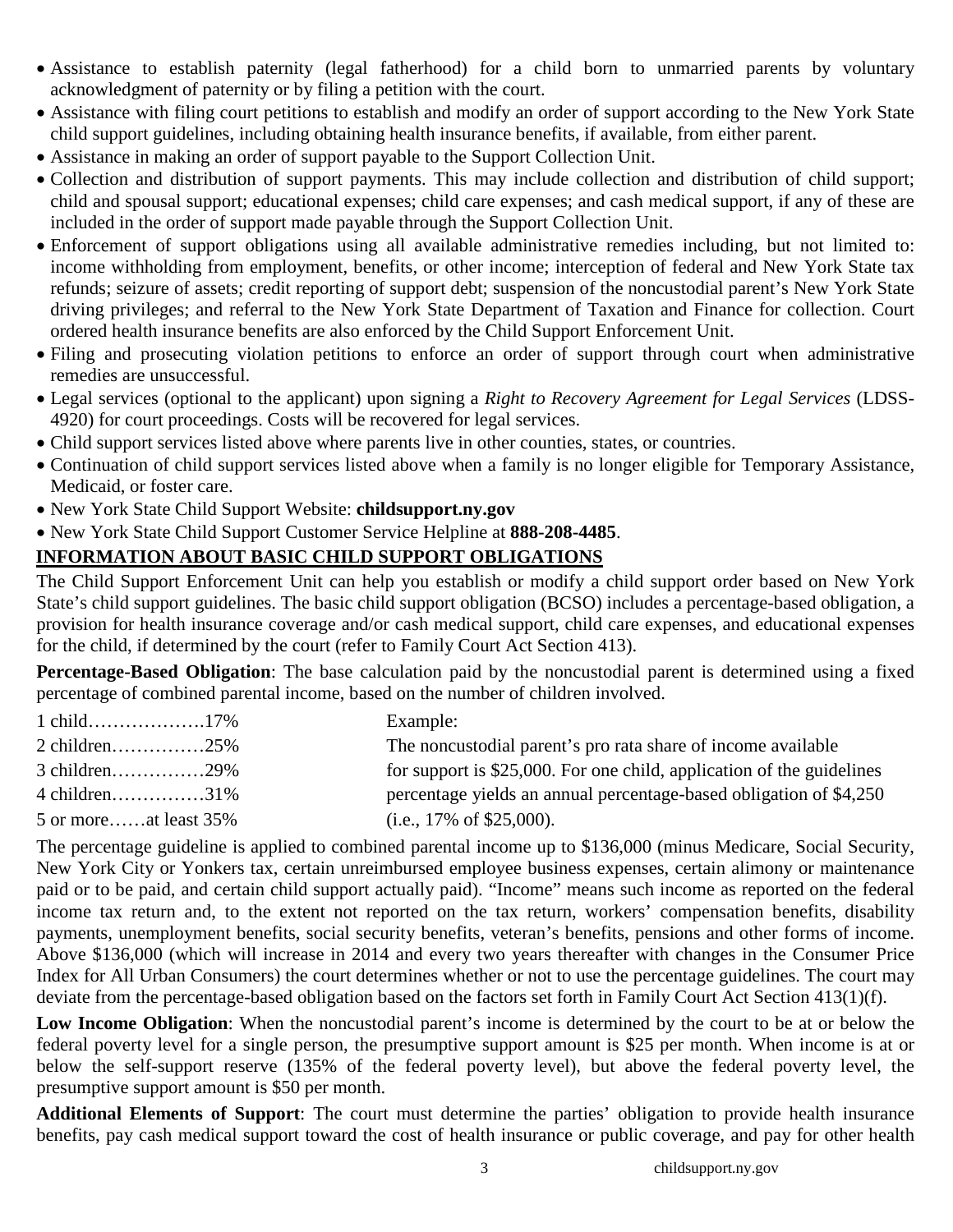- Assistance to establish paternity (legal fatherhood) for a child born to unmarried parents by voluntary acknowledgment of paternity or by filing a petition with the court.
- Assistance with filing court petitions to establish and modify an order of support according to the New York State child support guidelines, including obtaining health insurance benefits, if available, from either parent.
- Assistance in making an order of support payable to the Support Collection Unit.
- Collection and distribution of support payments. This may include collection and distribution of child support; child and spousal support; educational expenses; child care expenses; and cash medical support, if any of these are included in the order of support made payable through the Support Collection Unit.
- Enforcement of support obligations using all available administrative remedies including, but not limited to: income withholding from employment, benefits, or other income; interception of federal and New York State tax refunds; seizure of assets; credit reporting of support debt; suspension of the noncustodial parent's New York State driving privileges; and referral to the New York State Department of Taxation and Finance for collection. Court ordered health insurance benefits are also enforced by the Child Support Enforcement Unit.
- Filing and prosecuting violation petitions to enforce an order of support through court when administrative remedies are unsuccessful.
- Legal services (optional to the applicant) upon signing a *Right to Recovery Agreement for Legal Services* (LDSS-4920) for court proceedings. Costs will be recovered for legal services.
- Child support services listed above where parents live in other counties, states, or countries.
- Continuation of child support services listed above when a family is no longer eligible for Temporary Assistance, Medicaid, or foster care.
- New York State Child Support Website: **childsupport.ny.gov**
- New York State Child Support Customer Service Helpline at **888-208-4485**.

## INFORMATION ABOUT BASIC CHILD SUPPORT OBLIGATIONS

The Child Support Enforcement Unit can help you establish or modify a child support order based on New York State's child support guidelines. The basic child support obligation (BCSO) includes a percentage-based obligation, a provision for health insurance coverage and/or cash medical support, child care expenses, and educational expenses for the child, if determined by the court (refer to Family Court Act Section 413).

**Percentage-Based Obligation**: The base calculation paid by the noncustodial parent is determined using a fixed percentage of combined parental income, based on the number of children involved.

1 child……………….17%
2 children……………25%
3 children……………29%
4 children……………31%
5 or more……at least 35%

Example:
The noncustodial parent's pro rata share of income available for support is $25,000. For one child, application of the guidelines percentage yields an annual percentage-based obligation of $4,250 (i.e., 17% of $25,000).

The percentage guideline is applied to combined parental income up to $136,000 (minus Medicare, Social Security, New York City or Yonkers tax, certain unreimbursed employee business expenses, certain alimony or maintenance paid or to be paid, and certain child support actually paid). "Income" means such income as reported on the federal income tax return and, to the extent not reported on the tax return, workers' compensation benefits, disability payments, unemployment benefits, social security benefits, veteran's benefits, pensions and other forms of income. Above $136,000 (which will increase in 2014 and every two years thereafter with changes in the Consumer Price Index for All Urban Consumers) the court determines whether or not to use the percentage guidelines. The court may deviate from the percentage-based obligation based on the factors set forth in Family Court Act Section 413(1)(f).

**Low Income Obligation**: When the noncustodial parent's income is determined by the court to be at or below the federal poverty level for a single person, the presumptive support amount is $25 per month. When income is at or below the self-support reserve (135% of the federal poverty level), but above the federal poverty level, the presumptive support amount is $50 per month.

**Additional Elements of Support**: The court must determine the parties' obligation to provide health insurance benefits, pay cash medical support toward the cost of health insurance or public coverage, and pay for other health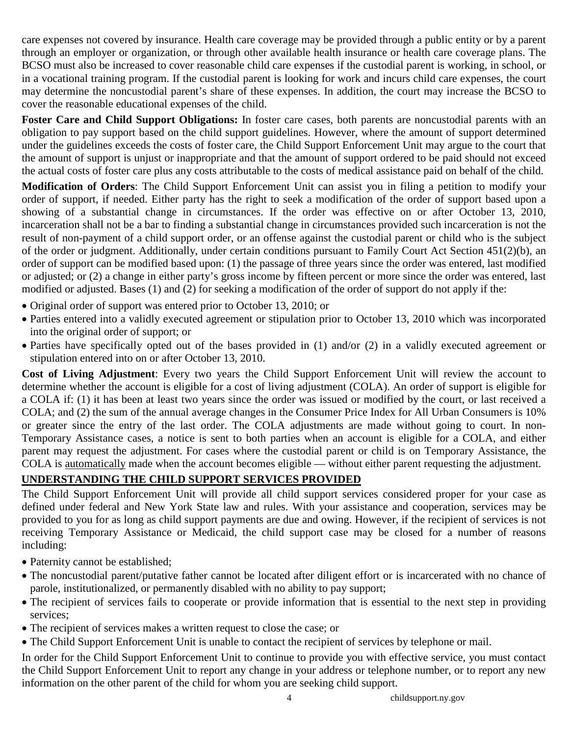care expenses not covered by insurance. Health care coverage may be provided through a public entity or by a parent through an employer or organization, or through other available health insurance or health care coverage plans. The BCSO must also be increased to cover reasonable child care expenses if the custodial parent is working, in school, or in a vocational training program. If the custodial parent is looking for work and incurs child care expenses, the court may determine the noncustodial parent's share of these expenses. In addition, the court may increase the BCSO to cover the reasonable educational expenses of the child.

**Foster Care and Child Support Obligations:** In foster care cases, both parents are noncustodial parents with an obligation to pay support based on the child support guidelines. However, where the amount of support determined under the guidelines exceeds the costs of foster care, the Child Support Enforcement Unit may argue to the court that the amount of support is unjust or inappropriate and that the amount of support ordered to be paid should not exceed the actual costs of foster care plus any costs attributable to the costs of medical assistance paid on behalf of the child.

**Modification of Orders**: The Child Support Enforcement Unit can assist you in filing a petition to modify your order of support, if needed. Either party has the right to seek a modification of the order of support based upon a showing of a substantial change in circumstances. If the order was effective on or after October 13, 2010, incarceration shall not be a bar to finding a substantial change in circumstances provided such incarceration is not the result of non-payment of a child support order, or an offense against the custodial parent or child who is the subject of the order or judgment. Additionally, under certain conditions pursuant to Family Court Act Section 451(2)(b), an order of support can be modified based upon: (1) the passage of three years since the order was entered, last modified or adjusted; or (2) a change in either party's gross income by fifteen percent or more since the order was entered, last modified or adjusted. Bases (1) and (2) for seeking a modification of the order of support do not apply if the:

- Original order of support was entered prior to October 13, 2010; or
- Parties entered into a validly executed agreement or stipulation prior to October 13, 2010 which was incorporated into the original order of support; or
- Parties have specifically opted out of the bases provided in (1) and/or (2) in a validly executed agreement or stipulation entered into on or after October 13, 2010.

**Cost of Living Adjustment**: Every two years the Child Support Enforcement Unit will review the account to determine whether the account is eligible for a cost of living adjustment (COLA). An order of support is eligible for a COLA if: (1) it has been at least two years since the order was issued or modified by the court, or last received a COLA; and (2) the sum of the annual average changes in the Consumer Price Index for All Urban Consumers is 10% or greater since the entry of the last order. The COLA adjustments are made without going to court. In non-Temporary Assistance cases, a notice is sent to both parties when an account is eligible for a COLA, and either parent may request the adjustment. For cases where the custodial parent or child is on Temporary Assistance, the COLA is automatically made when the account becomes eligible — without either parent requesting the adjustment.

## UNDERSTANDING THE CHILD SUPPORT SERVICES PROVIDED

The Child Support Enforcement Unit will provide all child support services considered proper for your case as defined under federal and New York State law and rules. With your assistance and cooperation, services may be provided to you for as long as child support payments are due and owing. However, if the recipient of services is not receiving Temporary Assistance or Medicaid, the child support case may be closed for a number of reasons including:

- Paternity cannot be established;
- The noncustodial parent/putative father cannot be located after diligent effort or is incarcerated with no chance of parole, institutionalized, or permanently disabled with no ability to pay support;
- The recipient of services fails to cooperate or provide information that is essential to the next step in providing services;
- The recipient of services makes a written request to close the case; or
- The Child Support Enforcement Unit is unable to contact the recipient of services by telephone or mail.

In order for the Child Support Enforcement Unit to continue to provide you with effective service, you must contact the Child Support Enforcement Unit to report any change in your address or telephone number, or to report any new information on the other parent of the child for whom you are seeking child support.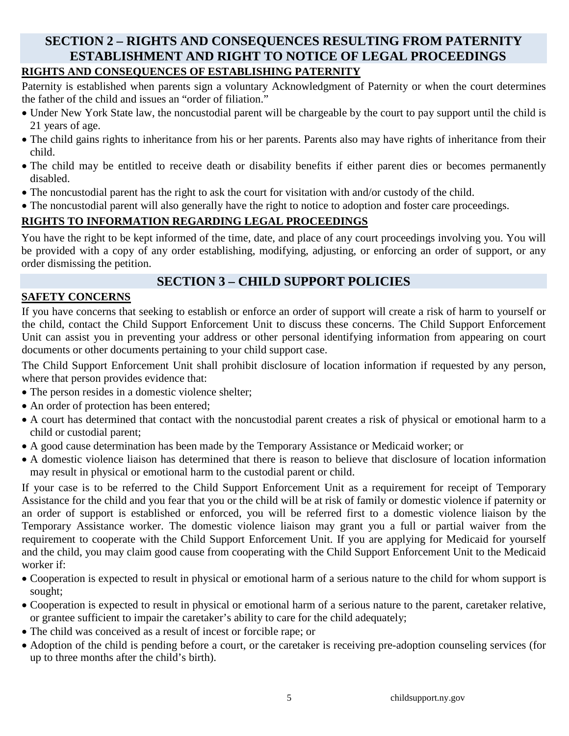## SECTION 2 – RIGHTS AND CONSEQUENCES RESULTING FROM PATERNITY ESTABLISHMENT AND RIGHT TO NOTICE OF LEGAL PROCEEDINGS

### RIGHTS AND CONSEQUENCES OF ESTABLISHING PATERNITY

Paternity is established when parents sign a voluntary Acknowledgment of Paternity or when the court determines the father of the child and issues an "order of filiation."

- Under New York State law, the noncustodial parent will be chargeable by the court to pay support until the child is 21 years of age.
- The child gains rights to inheritance from his or her parents. Parents also may have rights of inheritance from their child.
- The child may be entitled to receive death or disability benefits if either parent dies or becomes permanently disabled.
- The noncustodial parent has the right to ask the court for visitation with and/or custody of the child.
- The noncustodial parent will also generally have the right to notice to adoption and foster care proceedings.

### RIGHTS TO INFORMATION REGARDING LEGAL PROCEEDINGS

You have the right to be kept informed of the time, date, and place of any court proceedings involving you. You will be provided with a copy of any order establishing, modifying, adjusting, or enforcing an order of support, or any order dismissing the petition.

## SECTION 3 – CHILD SUPPORT POLICIES

### SAFETY CONCERNS

If you have concerns that seeking to establish or enforce an order of support will create a risk of harm to yourself or the child, contact the Child Support Enforcement Unit to discuss these concerns. The Child Support Enforcement Unit can assist you in preventing your address or other personal identifying information from appearing on court documents or other documents pertaining to your child support case.

The Child Support Enforcement Unit shall prohibit disclosure of location information if requested by any person, where that person provides evidence that:

- The person resides in a domestic violence shelter;
- An order of protection has been entered;
- A court has determined that contact with the noncustodial parent creates a risk of physical or emotional harm to a child or custodial parent;
- A good cause determination has been made by the Temporary Assistance or Medicaid worker; or
- A domestic violence liaison has determined that there is reason to believe that disclosure of location information may result in physical or emotional harm to the custodial parent or child.

If your case is to be referred to the Child Support Enforcement Unit as a requirement for receipt of Temporary Assistance for the child and you fear that you or the child will be at risk of family or domestic violence if paternity or an order of support is established or enforced, you will be referred first to a domestic violence liaison by the Temporary Assistance worker. The domestic violence liaison may grant you a full or partial waiver from the requirement to cooperate with the Child Support Enforcement Unit. If you are applying for Medicaid for yourself and the child, you may claim good cause from cooperating with the Child Support Enforcement Unit to the Medicaid worker if:

- Cooperation is expected to result in physical or emotional harm of a serious nature to the child for whom support is sought;
- Cooperation is expected to result in physical or emotional harm of a serious nature to the parent, caretaker relative, or grantee sufficient to impair the caretaker's ability to care for the child adequately;
- The child was conceived as a result of incest or forcible rape; or
- Adoption of the child is pending before a court, or the caretaker is receiving pre-adoption counseling services (for up to three months after the child's birth).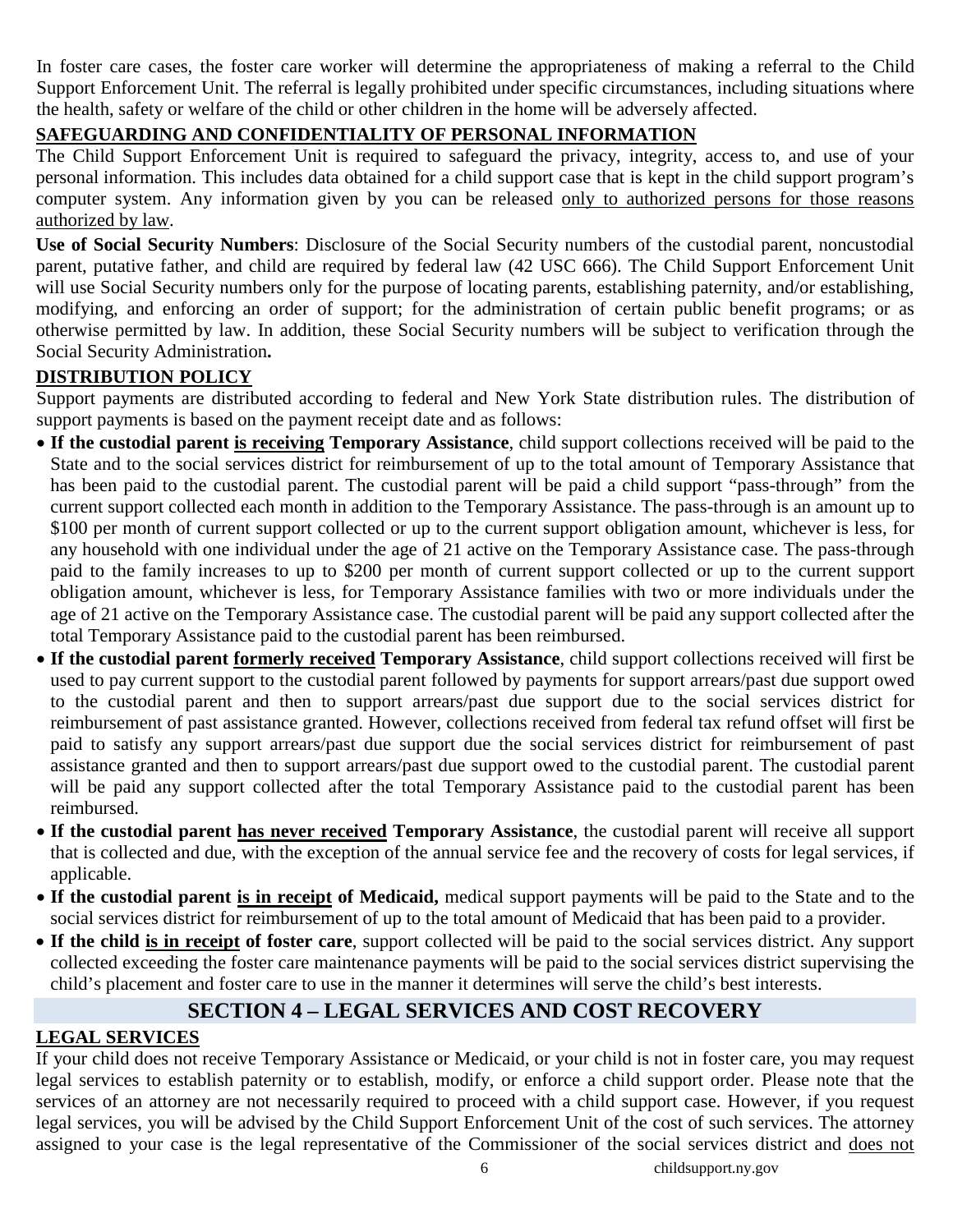In foster care cases, the foster care worker will determine the appropriateness of making a referral to the Child Support Enforcement Unit. The referral is legally prohibited under specific circumstances, including situations where the health, safety or welfare of the child or other children in the home will be adversely affected.

### SAFEGUARDING AND CONFIDENTIALITY OF PERSONAL INFORMATION

The Child Support Enforcement Unit is required to safeguard the privacy, integrity, access to, and use of your personal information. This includes data obtained for a child support case that is kept in the child support program's computer system. Any information given by you can be released only to authorized persons for those reasons authorized by law.

**Use of Social Security Numbers**: Disclosure of the Social Security numbers of the custodial parent, noncustodial parent, putative father, and child are required by federal law (42 USC 666). The Child Support Enforcement Unit will use Social Security numbers only for the purpose of locating parents, establishing paternity, and/or establishing, modifying, and enforcing an order of support; for the administration of certain public benefit programs; or as otherwise permitted by law. In addition, these Social Security numbers will be subject to verification through the Social Security Administration**.**

### DISTRIBUTION POLICY

Support payments are distributed according to federal and New York State distribution rules. The distribution of support payments is based on the payment receipt date and as follows:

- **If the custodial parent is receiving Temporary Assistance**, child support collections received will be paid to the State and to the social services district for reimbursement of up to the total amount of Temporary Assistance that has been paid to the custodial parent. The custodial parent will be paid a child support "pass-through" from the current support collected each month in addition to the Temporary Assistance. The pass-through is an amount up to $100 per month of current support collected or up to the current support obligation amount, whichever is less, for any household with one individual under the age of 21 active on the Temporary Assistance case. The pass-through paid to the family increases to up to $200 per month of current support collected or up to the current support obligation amount, whichever is less, for Temporary Assistance families with two or more individuals under the age of 21 active on the Temporary Assistance case. The custodial parent will be paid any support collected after the total Temporary Assistance paid to the custodial parent has been reimbursed.
- **If the custodial parent formerly received Temporary Assistance**, child support collections received will first be used to pay current support to the custodial parent followed by payments for support arrears/past due support owed to the custodial parent and then to support arrears/past due support due to the social services district for reimbursement of past assistance granted. However, collections received from federal tax refund offset will first be paid to satisfy any support arrears/past due support due the social services district for reimbursement of past assistance granted and then to support arrears/past due support owed to the custodial parent. The custodial parent will be paid any support collected after the total Temporary Assistance paid to the custodial parent has been reimbursed.
- **If the custodial parent has never received Temporary Assistance**, the custodial parent will receive all support that is collected and due, with the exception of the annual service fee and the recovery of costs for legal services, if applicable.
- **If the custodial parent is in receipt of Medicaid,** medical support payments will be paid to the State and to the social services district for reimbursement of up to the total amount of Medicaid that has been paid to a provider.
- **If the child is in receipt of foster care**, support collected will be paid to the social services district. Any support collected exceeding the foster care maintenance payments will be paid to the social services district supervising the child's placement and foster care to use in the manner it determines will serve the child's best interests.

## SECTION 4 – LEGAL SERVICES AND COST RECOVERY

### LEGAL SERVICES

If your child does not receive Temporary Assistance or Medicaid, or your child is not in foster care, you may request legal services to establish paternity or to establish, modify, or enforce a child support order. Please note that the services of an attorney are not necessarily required to proceed with a child support case. However, if you request legal services, you will be advised by the Child Support Enforcement Unit of the cost of such services. The attorney assigned to your case is the legal representative of the Commissioner of the social services district and does not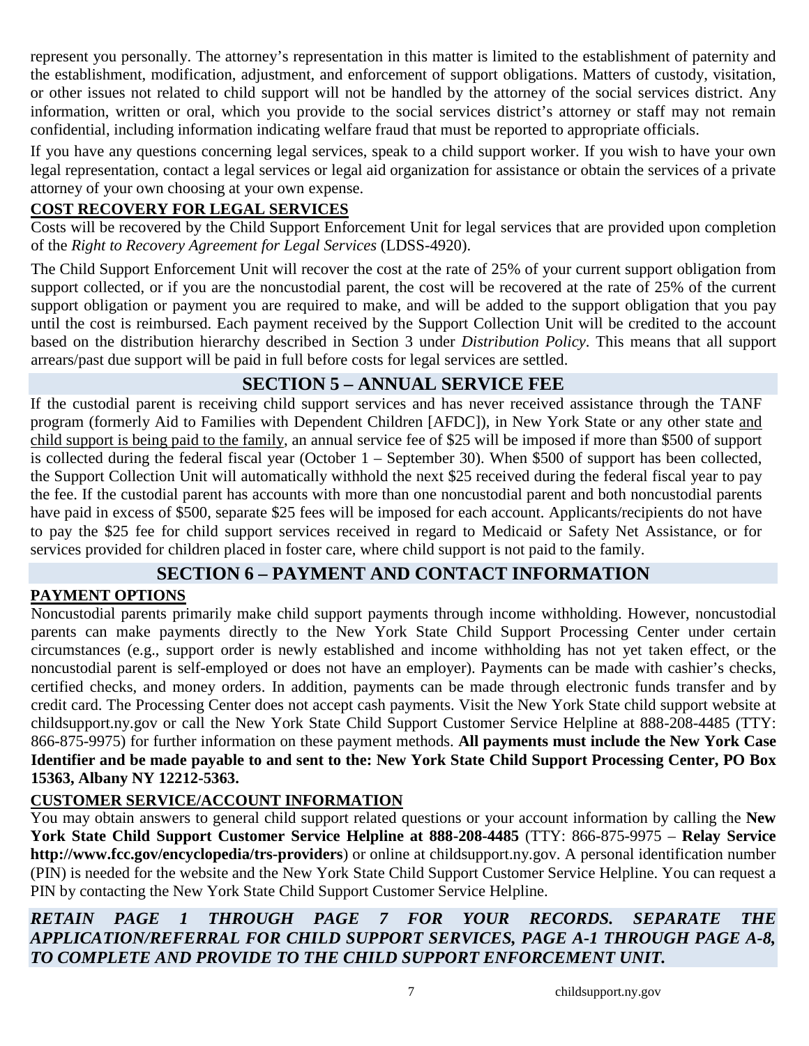represent you personally. The attorney's representation in this matter is limited to the establishment of paternity and the establishment, modification, adjustment, and enforcement of support obligations. Matters of custody, visitation, or other issues not related to child support will not be handled by the attorney of the social services district. Any information, written or oral, which you provide to the social services district's attorney or staff may not remain confidential, including information indicating welfare fraud that must be reported to appropriate officials.

If you have any questions concerning legal services, speak to a child support worker. If you wish to have your own legal representation, contact a legal services or legal aid organization for assistance or obtain the services of a private attorney of your own choosing at your own expense.

### COST RECOVERY FOR LEGAL SERVICES

Costs will be recovered by the Child Support Enforcement Unit for legal services that are provided upon completion of the *Right to Recovery Agreement for Legal Services* (LDSS-4920).

The Child Support Enforcement Unit will recover the cost at the rate of 25% of your current support obligation from support collected, or if you are the noncustodial parent, the cost will be recovered at the rate of 25% of the current support obligation or payment you are required to make, and will be added to the support obligation that you pay until the cost is reimbursed. Each payment received by the Support Collection Unit will be credited to the account based on the distribution hierarchy described in Section 3 under *Distribution Policy*. This means that all support arrears/past due support will be paid in full before costs for legal services are settled.

## SECTION 5 – ANNUAL SERVICE FEE

If the custodial parent is receiving child support services and has never received assistance through the TANF program (formerly Aid to Families with Dependent Children [AFDC]), in New York State or any other state and child support is being paid to the family, an annual service fee of $25 will be imposed if more than $500 of support is collected during the federal fiscal year (October 1 – September 30). When $500 of support has been collected, the Support Collection Unit will automatically withhold the next $25 received during the federal fiscal year to pay the fee. If the custodial parent has accounts with more than one noncustodial parent and both noncustodial parents have paid in excess of $500, separate $25 fees will be imposed for each account. Applicants/recipients do not have to pay the $25 fee for child support services received in regard to Medicaid or Safety Net Assistance, or for services provided for children placed in foster care, where child support is not paid to the family.

## SECTION 6 – PAYMENT AND CONTACT INFORMATION

### PAYMENT OPTIONS

Noncustodial parents primarily make child support payments through income withholding. However, noncustodial parents can make payments directly to the New York State Child Support Processing Center under certain circumstances (e.g., support order is newly established and income withholding has not yet taken effect, or the noncustodial parent is self-employed or does not have an employer). Payments can be made with cashier's checks, certified checks, and money orders. In addition, payments can be made through electronic funds transfer and by credit card. The Processing Center does not accept cash payments. Visit the New York State child support website at childsupport.ny.gov or call the New York State Child Support Customer Service Helpline at 888-208-4485 (TTY: 866-875-9975) for further information on these payment methods. **All payments must include the New York Case Identifier and be made payable to and sent to the: New York State Child Support Processing Center, PO Box 15363, Albany NY 12212-5363.**

### CUSTOMER SERVICE/ACCOUNT INFORMATION

You may obtain answers to general child support related questions or your account information by calling the **New York State Child Support Customer Service Helpline at 888-208-4485** (TTY: 866-875-9975 – **Relay Service http://www.fcc.gov/encyclopedia/trs-providers**) or online at childsupport.ny.gov. A personal identification number (PIN) is needed for the website and the New York State Child Support Customer Service Helpline. You can request a PIN by contacting the New York State Child Support Customer Service Helpline.

***RETAIN PAGE 1 THROUGH PAGE 7 FOR YOUR RECORDS. SEPARATE THE APPLICATION/REFERRAL FOR CHILD SUPPORT SERVICES, PAGE A-1 THROUGH PAGE A-8, TO COMPLETE AND PROVIDE TO THE CHILD SUPPORT ENFORCEMENT UNIT.***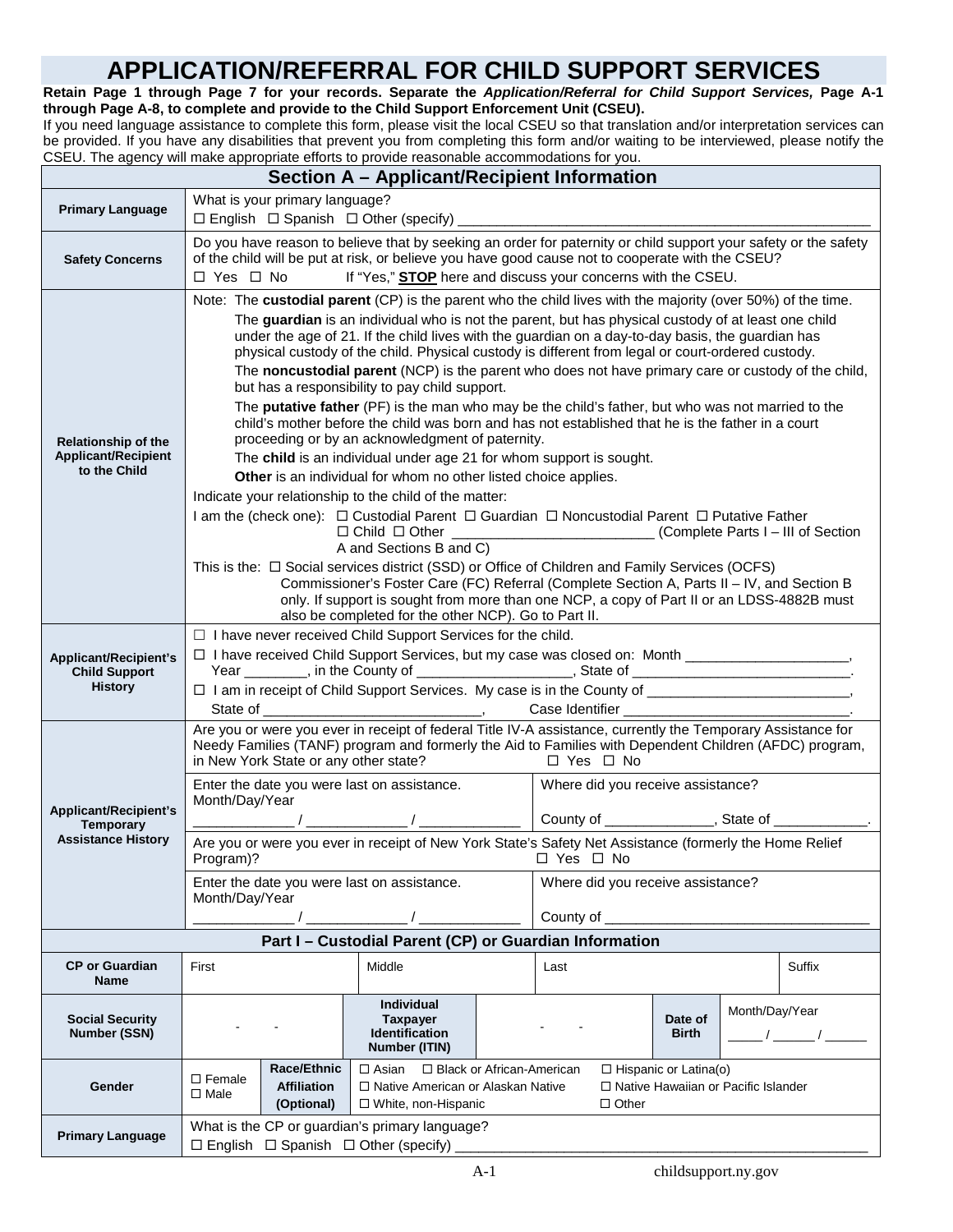# APPLICATION/REFERRAL FOR CHILD SUPPORT SERVICES

**Retain Page 1 through Page 7 for your records. Separate the *Application/Referral for Child Support Services,* Page A-1 through Page A-8, to complete and provide to the Child Support Enforcement Unit (CSEU).**

If you need language assistance to complete this form, please visit the local CSEU so that translation and/or interpretation services can be provided. If you have any disabilities that prevent you from completing this form and/or waiting to be interviewed, please notify the CSEU. The agency will make appropriate efforts to provide reasonable accommodations for you.

## Section A – Applicant/Recipient Information

| | |
|---|---|
| **Primary Language** | What is your primary language?<br>☐ English ☐ Spanish ☐ Other (specify) ___________ |
| **Safety Concerns** | Do you have reason to believe that by seeking an order for paternity or child support your safety or the safety of the child will be put at risk, or believe you have good cause not to cooperate with the CSEU?<br>☐ Yes ☐ No If "Yes," **STOP** here and discuss your concerns with the CSEU. |
| **Relationship of the Applicant/Recipient to the Child** | Note: The **custodial parent** (CP) is the parent who the child lives with the majority (over 50%) of the time.<br>The **guardian** is an individual who is not the parent, but has physical custody of at least one child under the age of 21. If the child lives with the guardian on a day-to-day basis, the guardian has physical custody of the child. Physical custody is different from legal or court-ordered custody.<br>The **noncustodial parent** (NCP) is the parent who does not have primary care or custody of the child, but has a responsibility to pay child support.<br>The **putative father** (PF) is the man who may be the child's father, but who was not married to the child's mother before the child was born and has not established that he is the father in a court proceeding or by an acknowledgment of paternity.<br>The **child** is an individual under age 21 for whom support is sought.<br>**Other** is an individual for whom no other listed choice applies.<br>Indicate your relationship to the child of the matter:<br>I am the (check one): ☐ Custodial Parent ☐ Guardian ☐ Noncustodial Parent ☐ Putative Father ☐ Child ☐ Other ___________ (Complete Parts I – III of Section A and Sections B and C)<br>This is the: ☐ Social services district (SSD) or Office of Children and Family Services (OCFS) Commissioner's Foster Care (FC) Referral (Complete Section A, Parts II – IV, and Section B only. If support is sought from more than one NCP, a copy of Part II or an LDSS-4882B must also be completed for the other NCP). Go to Part II. |
| **Applicant/Recipient's Child Support History** | ☐ I have never received Child Support Services for the child.<br>☐ I have received Child Support Services, but my case was closed on: Month ___________, Year ________, in the County of ___________, State of ___________.<br>☐ I am in receipt of Child Support Services. My case is in the County of ___________, State of ___________, Case Identifier ___________. |
| **Applicant/Recipient's Temporary Assistance History** | Are you or were you ever in receipt of federal Title IV-A assistance, currently the Temporary Assistance for Needy Families (TANF) program and formerly the Aid to Families with Dependent Children (AFDC) program, in New York State or any other state? ☐ Yes ☐ No<br>Enter the date you were last on assistance. Month/Day/Year ______ / ______ / ______ — Where did you receive assistance? County of ___________, State of ___________.<br>Are you or were you ever in receipt of New York State's Safety Net Assistance (formerly the Home Relief Program)? ☐ Yes ☐ No<br>Enter the date you were last on assistance. Month/Day/Year ______ / ______ / ______ — Where did you receive assistance? County of ___________ |

## Part I – Custodial Parent (CP) or Guardian Information

| | | | | | | |
|---|---|---|---|---|---|---|
| **CP or Guardian Name** | First | | Middle | Last | | Suffix |
| **Social Security Number (SSN)** | - - | | **Individual Taxpayer Identification Number (ITIN)** | - - | **Date of Birth** | Month/Day/Year<br>____ / ____ / ____ |
| **Gender** | ☐ Female<br>☐ Male | **Race/Ethnic Affiliation (Optional)** | ☐ Asian ☐ Black or African-American ☐ Hispanic or Latina(o)<br>☐ Native American or Alaskan Native ☐ Native Hawaiian or Pacific Islander<br>☐ White, non-Hispanic ☐ Other | | | |
| **Primary Language** | What is the CP or guardian's primary language?<br>☐ English ☐ Spanish ☐ Other (specify) ___________ | | | | | |

A-1 childsupport.ny.gov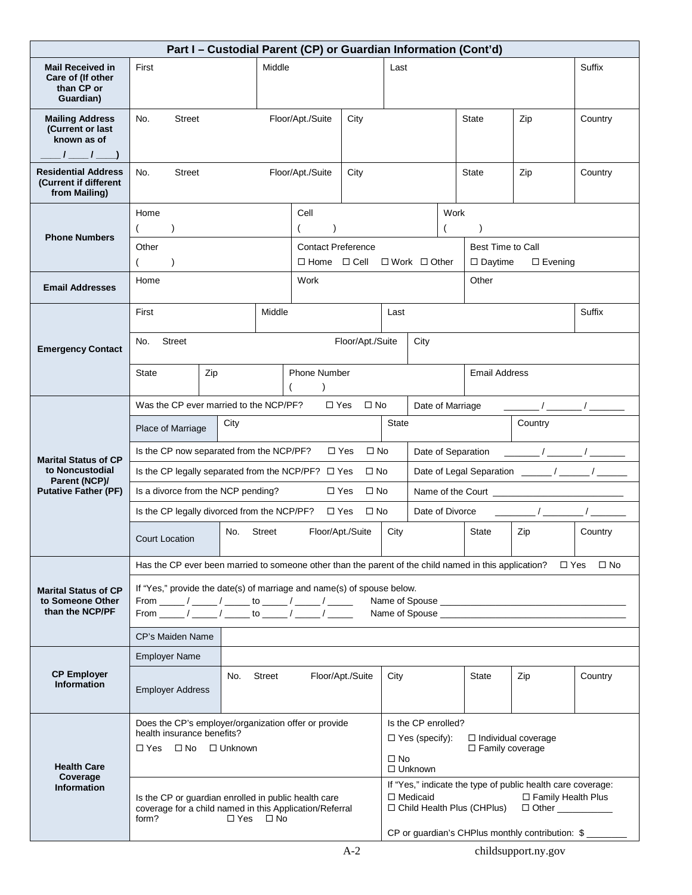## Part I – Custodial Parent (CP) or Guardian Information (Cont'd)

| | | | | | | | |
|---|---|---|---|---|---|---|---|
| **Mail Received in Care of (If other than CP or Guardian)** | First | Middle | Last | | | | Suffix |
| **Mailing Address (Current or last known as of \_\_\_\_ / \_\_\_\_ / \_\_\_\_)** | No. Street | Floor/Apt./Suite | City | | State | Zip | Country |
| **Residential Address (Current if different from Mailing)** | No. Street | Floor/Apt./Suite | City | | State | Zip | Country |
| **Phone Numbers** | Home ( ) | | Cell ( ) | | Work ( ) | | |
| | Other ( ) | | Contact Preference ☐ Home ☐ Cell ☐ Work ☐ Other | | Best Time to Call ☐ Daytime ☐ Evening | | |
| **Email Addresses** | Home | | Work | | Other | | |
| **Emergency Contact** | First | Middle | Last | | | | Suffix |
| | No. Street | | Floor/Apt./Suite | City | | | |
| | State | Zip | Phone Number ( ) | | Email Address | | |

| | | |
|---|---|---|
| **Marital Status of CP to Noncustodial Parent (NCP)/ Putative Father (PF)** | Was the CP ever married to the NCP/PF? ☐ Yes ☐ No | Date of Marriage \_\_\_\_\_\_\_ / \_\_\_\_\_\_\_ / \_\_\_\_\_\_\_ |
| | Place of Marriage: City / State / Country | |
| | Is the CP now separated from the NCP/PF? ☐ Yes ☐ No | Date of Separation \_\_\_\_\_\_\_ / \_\_\_\_\_\_\_ / \_\_\_\_\_\_\_ |
| | Is the CP legally separated from the NCP/PF? ☐ Yes ☐ No | Date of Legal Separation \_\_\_\_\_\_ / \_\_\_\_\_\_ / \_\_\_\_\_\_ |
| | Is a divorce from the NCP pending? ☐ Yes ☐ No | Name of the Court \_\_\_\_\_\_\_\_\_\_\_\_\_\_\_\_\_\_\_\_\_\_\_\_\_\_ |
| | Is the CP legally divorced from the NCP/PF? ☐ Yes ☐ No | Date of Divorce \_\_\_\_\_\_\_\_ / \_\_\_\_\_\_\_\_ / \_\_\_\_\_\_\_ |
| | Court Location: No. Street / Floor/Apt./Suite / City / State / Zip / Country | |

| | |
|---|---|
| **Marital Status of CP to Someone Other than the NCP/PF** | Has the CP ever been married to someone other than the parent of the child named in this application? ☐ Yes ☐ No |
| | If "Yes," provide the date(s) of marriage and name(s) of spouse below.<br>From \_\_\_\_\_ / \_\_\_\_\_ / \_\_\_\_\_ to \_\_\_\_\_ / \_\_\_\_\_ / \_\_\_\_\_ Name of Spouse \_\_\_\_\_\_\_\_\_\_\_\_\_\_\_\_\_\_\_\_\_\_\_\_\_\_\_\_\_\_\_\_\_\_\_\_\_\_<br>From \_\_\_\_\_ / \_\_\_\_\_ / \_\_\_\_\_ to \_\_\_\_\_ / \_\_\_\_\_ / \_\_\_\_\_ Name of Spouse \_\_\_\_\_\_\_\_\_\_\_\_\_\_\_\_\_\_\_\_\_\_\_\_\_\_\_\_\_\_\_\_\_\_\_\_\_\_ |
| | CP's Maiden Name |
| **CP Employer Information** | Employer Name |
| | Employer Address: No. Street / Floor/Apt./Suite / City / State / Zip / Country |

| | | |
|---|---|---|
| **Health Care Coverage Information** | Does the CP's employer/organization offer or provide health insurance benefits?<br>☐ Yes ☐ No ☐ Unknown | Is the CP enrolled?<br>☐ Yes (specify): ☐ Individual coverage ☐ Family coverage<br>☐ No<br>☐ Unknown |
| | Is the CP or guardian enrolled in public health care coverage for a child named in this Application/Referral form? ☐ Yes ☐ No | If "Yes," indicate the type of public health care coverage:<br>☐ Medicaid ☐ Family Health Plus<br>☐ Child Health Plus (CHPlus) ☐ Other \_\_\_\_\_\_\_\_\_\_\_<br>CP or guardian's CHPlus monthly contribution: $ \_\_\_\_\_\_\_\_ |

A-2 childsupport.ny.gov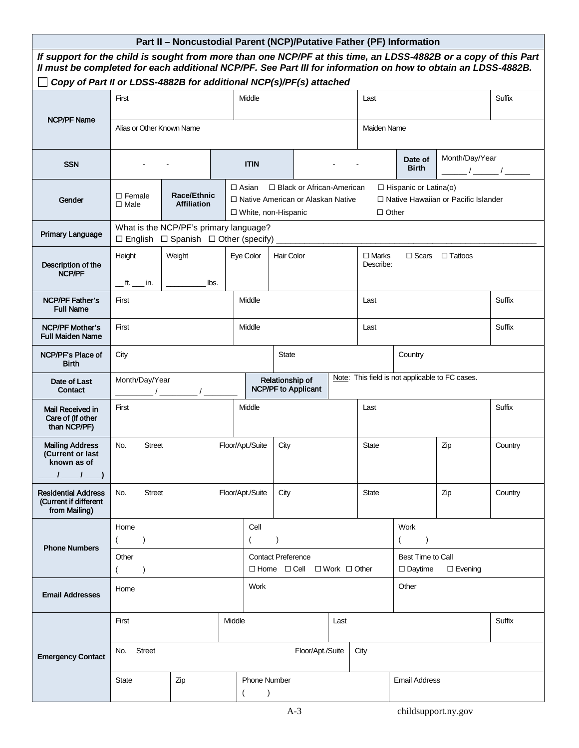## Part II – Noncustodial Parent (NCP)/Putative Father (PF) Information

***If support for the child is sought from more than one NCP/PF at this time, an LDSS-4882B or a copy of this Part II must be completed for each additional NCP/PF. See Part III for information on how to obtain an LDSS-4882B.***

☐ ***Copy of Part II or LDSS-4882B for additional NCP(s)/PF(s) attached***

| | | | | |
|---|---|---|---|---|
| **NCP/PF Name** | First | Middle | Last | Suffix |
| | Alias or Other Known Name | | Maiden Name | |
| **SSN** | - - | **ITIN** - - | **Date of Birth** | Month/Day/Year ______ / ______ / ______ |
| **Gender** | ☐ Female ☐ Male | **Race/Ethnic Affiliation** | ☐ Asian ☐ Black or African-American ☐ Hispanic or Latina(o) ☐ Native American or Alaskan Native ☐ Native Hawaiian or Pacific Islander ☐ White, non-Hispanic ☐ Other | |
| **Primary Language** | What is the NCP/PF's primary language? ☐ English ☐ Spanish ☐ Other (specify) ____________ | | | |
| **Description of the NCP/PF** | Height __ ft. ___ in. | Weight _________ lbs. | Eye Color | Hair Color | ☐ Marks ☐ Scars ☐ Tattoos Describe: |
| **NCP/PF Father's Full Name** | First | Middle | Last | Suffix |
| **NCP/PF Mother's Full Maiden Name** | First | Middle | Last | Suffix |
| **NCP/PF's Place of Birth** | City | State | Country | |
| **Date of Last Contact** | Month/Day/Year _________ / _________ / ________ | **Relationship of NCP/PF to Applicant** | Note: This field is not applicable to FC cases. | |
| **Mail Received in Care of (If other than NCP/PF)** | First | Middle | Last | Suffix |
| **Mailing Address (Current or last known as of ____ / ____ / ____)** | No. Street Floor/Apt./Suite | City | State | Zip | Country |
| **Residential Address (Current if different from Mailing)** | No. Street Floor/Apt./Suite | City | State | Zip | Country |
| **Phone Numbers** | Home ( ) | Cell ( ) | Work ( ) | |
| | Other ( ) | Contact Preference ☐ Home ☐ Cell ☐ Work ☐ Other | Best Time to Call ☐ Daytime ☐ Evening | |
| **Email Addresses** | Home | Work | Other | |
| **Emergency Contact** | First | Middle | Last | Suffix |
| | No. Street Floor/Apt./Suite | City | | |
| | State | Zip | Phone Number ( ) | Email Address |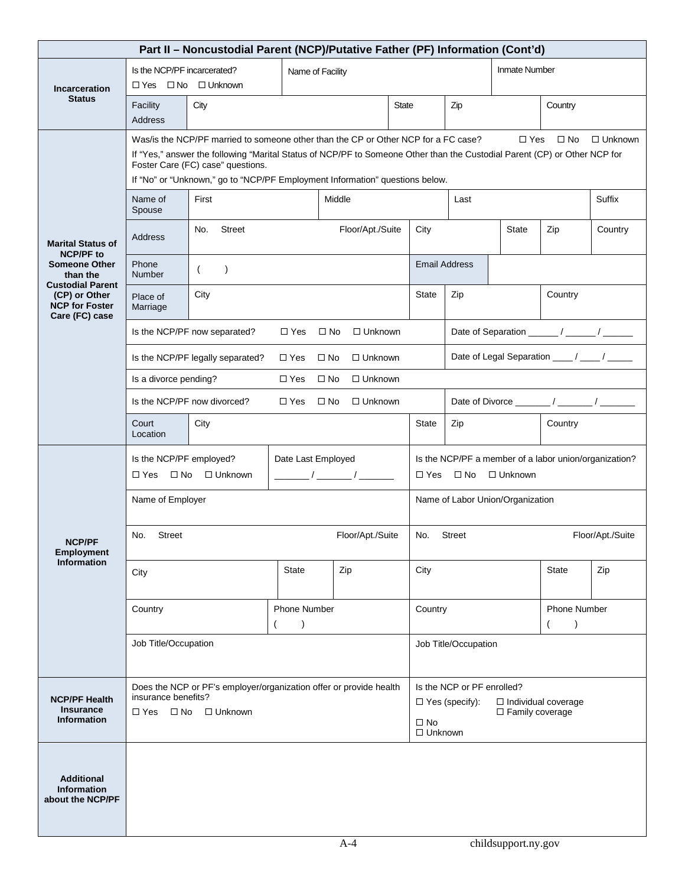## Part II – Noncustodial Parent (NCP)/Putative Father (PF) Information (Cont'd)

| | | | |
|---|---|---|---|
| **Incarceration Status** | Is the NCP/PF incarcerated? ☐ Yes ☐ No ☐ Unknown | Name of Facility | Inmate Number |
| | Facility Address: City | State | Zip / Country |

| | |
|---|---|
| **Marital Status of NCP/PF to Someone Other than the Custodial Parent (CP) or Other NCP for Foster Care (FC) case** | Was/is the NCP/PF married to someone other than the CP or Other NCP for a FC case? ☐ Yes ☐ No ☐ Unknown<br>If "Yes," answer the following "Marital Status of NCP/PF to Someone Other than the Custodial Parent (CP) or Other NCP for Foster Care (FC) case" questions.<br>If "No" or "Unknown," go to "NCP/PF Employment Information" questions below. |
| | Name of Spouse: First / Middle / Last / Suffix |
| | Address: No. Street / Floor/Apt./Suite / City / State / Zip / Country |
| | Phone Number: ( ) / Email Address |
| | Place of Marriage: City / State / Zip / Country |
| | Is the NCP/PF now separated? ☐ Yes ☐ No ☐ Unknown — Date of Separation ______ / ______ / ______ |
| | Is the NCP/PF legally separated? ☐ Yes ☐ No ☐ Unknown — Date of Legal Separation ____ / ____ / _____ |
| | Is a divorce pending? ☐ Yes ☐ No ☐ Unknown |
| | Is the NCP/PF now divorced? ☐ Yes ☐ No ☐ Unknown — Date of Divorce _______ / _______ / _______ |
| | Court Location: City / State / Zip / Country |

| | | |
|---|---|---|
| **NCP/PF Employment Information** | Is the NCP/PF employed? ☐ Yes ☐ No ☐ Unknown — Date Last Employed _______ / _______ / _______ | Is the NCP/PF a member of a labor union/organization? ☐ Yes ☐ No ☐ Unknown |
| | Name of Employer | Name of Labor Union/Organization |
| | No. Street / Floor/Apt./Suite | No. Street / Floor/Apt./Suite |
| | City / State / Zip | City / State / Zip |
| | Country / Phone Number ( ) | Country / Phone Number ( ) |
| | Job Title/Occupation | Job Title/Occupation |

| | | |
|---|---|---|
| **NCP/PF Health Insurance Information** | Does the NCP or PF's employer/organization offer or provide health insurance benefits?<br>☐ Yes ☐ No ☐ Unknown | Is the NCP or PF enrolled?<br>☐ Yes (specify): ☐ Individual coverage ☐ Family coverage<br>☐ No<br>☐ Unknown |

| | |
|---|---|
| **Additional Information about the NCP/PF** | |

A-4 childsupport.ny.gov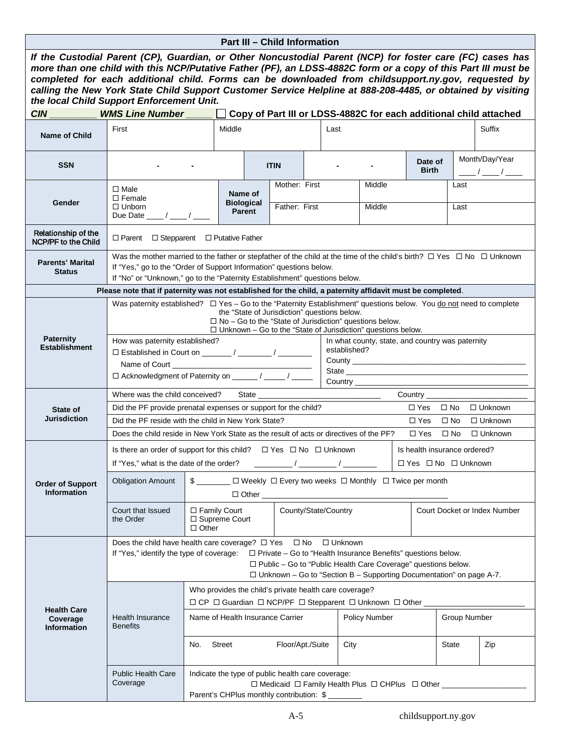## Part III – Child Information

***If the Custodial Parent (CP), Guardian, or Other Noncustodial Parent (NCP) for foster care (FC) cases has more than one child with this NCP/Putative Father (PF), an LDSS-4882C form or a copy of this Part III must be completed for each additional child. Forms can be downloaded from childsupport.ny.gov, requested by calling the New York State Child Support Customer Service Helpline at 888-208-4485, or obtained by visiting the local Child Support Enforcement Unit.***

***CIN*** _________ ***WMS Line Number*** _____ ☐ **Copy of Part III or LDSS-4882C for each additional child attached**

| | | | | |
|---|---|---|---|---|
| **Name of Child** | First | Middle | Last | Suffix |
| **SSN** | - - | **ITIN** - - | **Date of Birth** | Month/Day/Year ____ / ____ / ____ |
| **Gender** | ☐ Male ☐ Female ☐ Unborn Due Date ____ / ____ / ____ | **Name of Biological Parent** | Mother: First / Middle / Last | Father: First / Middle / Last |
| **Relationship of the NCP/PF to the Child** | ☐ Parent ☐ Stepparent ☐ Putative Father | | | |
| **Parents' Marital Status** | Was the mother married to the father or stepfather of the child at the time of the child's birth? ☐ Yes ☐ No ☐ Unknown<br>If "Yes," go to the "Order of Support Information" questions below.<br>If "No" or "Unknown," go to the "Paternity Establishment" questions below. | | | |

**Please note that if paternity was not established for the child, a paternity affidavit must be completed**.

| | | |
|---|---|---|
| **Paternity Establishment** | Was paternity established? ☐ Yes – Go to the "Paternity Establishment" questions below. You <u>do not</u> need to complete the "State of Jurisdiction" questions below.<br>☐ No – Go to the "State of Jurisdiction" questions below.<br>☐ Unknown – Go to the "State of Jurisdiction" questions below. | |
| | How was paternity established?<br>☐ Established in Court on _______ / ________ / ________<br>Name of Court ________________________________<br>☐ Acknowledgment of Paternity on ______ / _____ / _____ | In what county, state, and country was paternity established?<br>County ________________________<br>State ________________________<br>Country ________________________ |
| **State of Jurisdiction** | Where was the child conceived? State ____________________ Country ____________________ | |
| | Did the PF provide prenatal expenses or support for the child? | ☐ Yes ☐ No ☐ Unknown |
| | Did the PF reside with the child in New York State? | ☐ Yes ☐ No ☐ Unknown |
| | Does the child reside in New York State as the result of acts or directives of the PF? | ☐ Yes ☐ No ☐ Unknown |

| | | | | |
|---|---|---|---|---|
| **Order of Support Information** | Is there an order of support for this child? ☐ Yes ☐ No ☐ Unknown<br>If "Yes," what is the date of the order? _________ / _________ / ________ | | | Is health insurance ordered?<br>☐ Yes ☐ No ☐ Unknown |
| | Obligation Amount | $ ________ ☐ Weekly ☐ Every two weeks ☐ Monthly ☐ Twice per month<br>☐ Other ________________________________ | | |
| | Court that Issued the Order | ☐ Family Court ☐ Supreme Court ☐ Other | County/State/Country | Court Docket or Index Number |

| | | | | | |
|---|---|---|---|---|---|
| **Health Care Coverage Information** | Does the child have health care coverage? ☐ Yes ☐ No ☐ Unknown<br>If "Yes," identify the type of coverage: ☐ Private – Go to "Health Insurance Benefits" questions below.<br>☐ Public – Go to "Public Health Care Coverage" questions below.<br>☐ Unknown – Go to "Section B – Supporting Documentation" on page A-7. | | | | |
| | Health Insurance Benefits | Who provides the child's private health care coverage?<br>☐ CP ☐ Guardian ☐ NCP/PF ☐ Stepparent ☐ Unknown ☐ Other ________________ | | | |
| | | Name of Health Insurance Carrier | Policy Number | Group Number | |
| | | No. Street Floor/Apt./Suite | City | State | Zip |
| | Public Health Care Coverage | Indicate the type of public health care coverage:<br>☐ Medicaid ☐ Family Health Plus ☐ CHPlus ☐ Other ________________<br>Parent's CHPlus monthly contribution: $ ________ | | | |

A-5 childsupport.ny.gov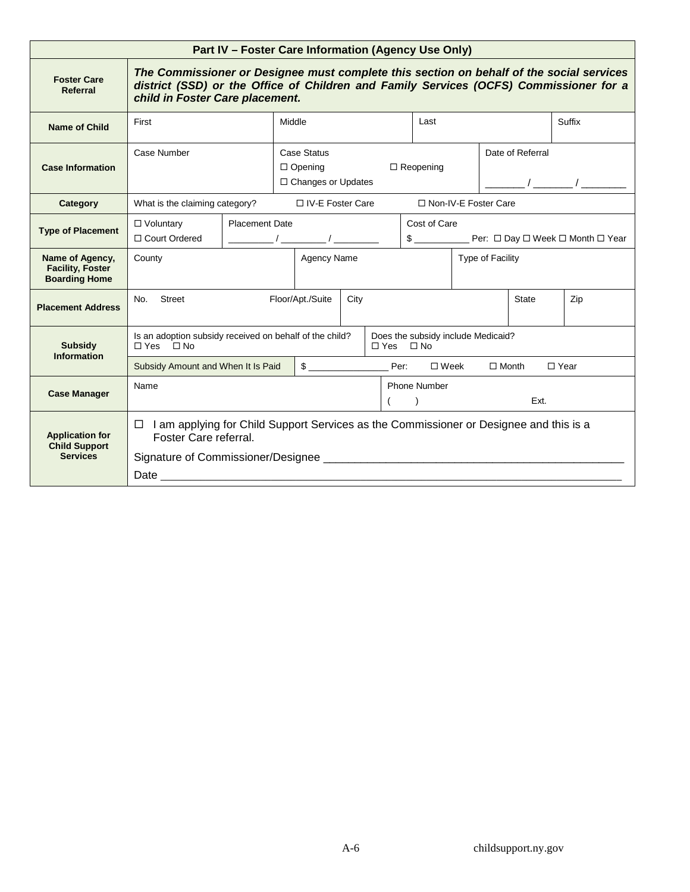## Part IV – Foster Care Information (Agency Use Only)

| | |
|---|---|
| **Foster Care Referral** | ***The Commissioner or Designee must complete this section on behalf of the social services district (SSD) or the Office of Children and Family Services (OCFS) Commissioner for a child in Foster Care placement.*** |
| **Name of Child** | First / Middle / Last / Suffix |
| **Case Information** | Case Number / Case Status ☐ Opening ☐ Reopening ☐ Changes or Updates / Date of Referral _______ / _______ / ________ |
| **Category** | What is the claiming category? ☐ IV-E Foster Care ☐ Non-IV-E Foster Care |
| **Type of Placement** | ☐ Voluntary ☐ Court Ordered / Placement Date ________ / ________ / ________ / Cost of Care $ __________ Per: ☐ Day ☐ Week ☐ Month ☐ Year |
| **Name of Agency, Facility, Foster Boarding Home** | County / Agency Name / Type of Facility |
| **Placement Address** | No. Street / Floor/Apt./Suite / City / State / Zip |
| **Subsidy Information** | Is an adoption subsidy received on behalf of the child? ☐ Yes ☐ No / Does the subsidy include Medicaid? ☐ Yes ☐ No |
| | Subsidy Amount and When It Is Paid $ _______________ Per: ☐ Week ☐ Month ☐ Year |
| **Case Manager** | Name / Phone Number ( ) Ext. |
| **Application for Child Support Services** | ☐ I am applying for Child Support Services as the Commissioner or Designee and this is a Foster Care referral.<br>Signature of Commissioner/Designee _______________________________________________<br>Date _______________________________________________________________________ |

A-6 childsupport.ny.gov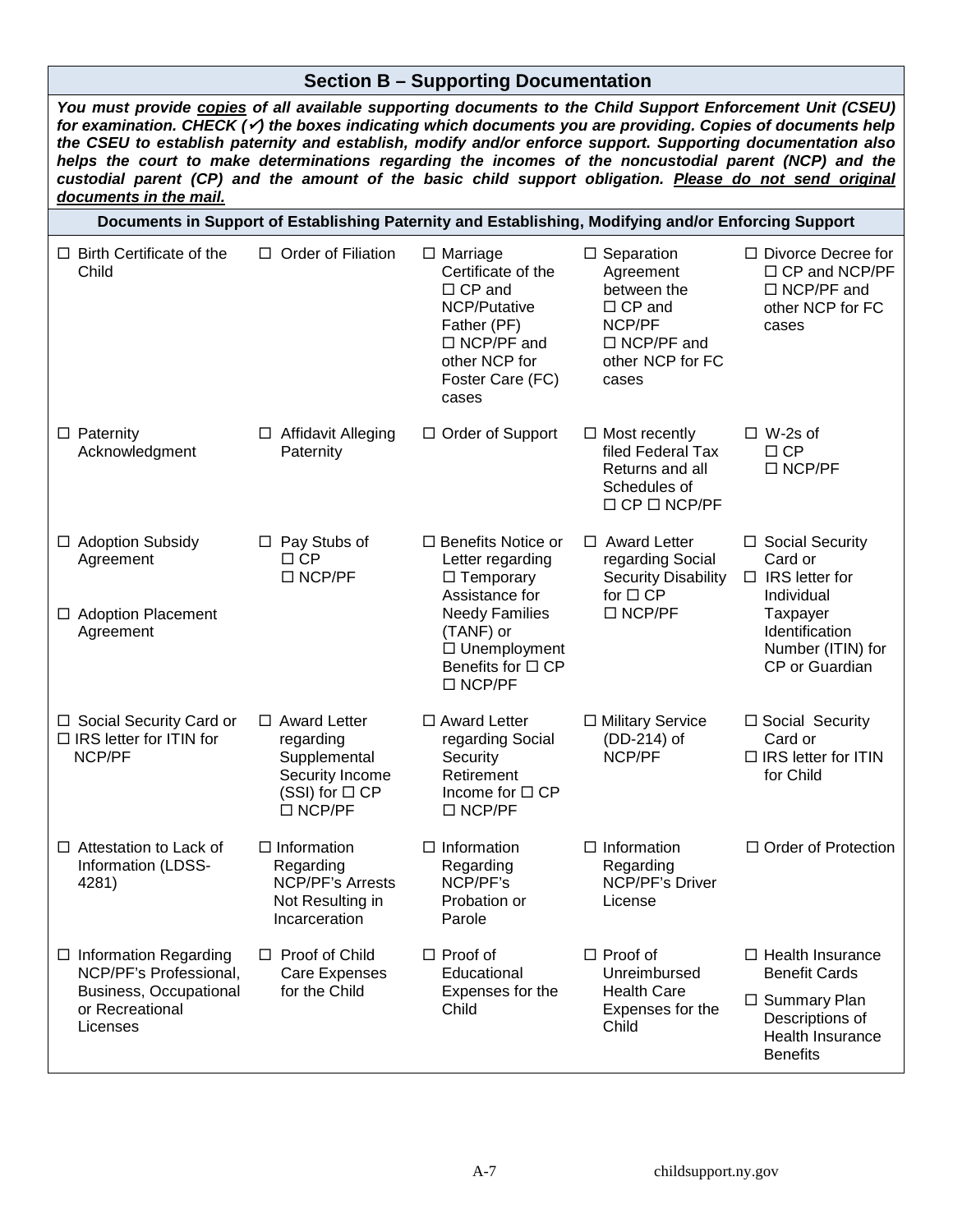## Section B – Supporting Documentation

***You must provide <u>copies</u> of all available supporting documents to the Child Support Enforcement Unit (CSEU) for examination. CHECK (✓) the boxes indicating which documents you are providing. Copies of documents help the CSEU to establish paternity and establish, modify and/or enforce support. Supporting documentation also helps the court to make determinations regarding the incomes of the noncustodial parent (NCP) and the custodial parent (CP) and the amount of the basic child support obligation. <u>Please do not send original documents in the mail.</u>***

**Documents in Support of Establishing Paternity and Establishing, Modifying and/or Enforcing Support**

| | | | | |
|---|---|---|---|---|
| ☐ Birth Certificate of the Child | ☐ Order of Filiation | ☐ Marriage Certificate of the ☐ CP and NCP/Putative Father (PF) ☐ NCP/PF and other NCP for Foster Care (FC) cases | ☐ Separation Agreement between the ☐ CP and NCP/PF ☐ NCP/PF and other NCP for FC cases | ☐ Divorce Decree for ☐ CP and NCP/PF ☐ NCP/PF and other NCP for FC cases |
| ☐ Paternity Acknowledgment | ☐ Affidavit Alleging Paternity | ☐ Order of Support | ☐ Most recently filed Federal Tax Returns and all Schedules of ☐ CP ☐ NCP/PF | ☐ W-2s of ☐ CP ☐ NCP/PF |
| ☐ Adoption Subsidy Agreement<br><br>☐ Adoption Placement Agreement | ☐ Pay Stubs of ☐ CP ☐ NCP/PF | ☐ Benefits Notice or Letter regarding ☐ Temporary Assistance for Needy Families (TANF) or ☐ Unemployment Benefits for ☐ CP ☐ NCP/PF | ☐ Award Letter regarding Social Security Disability for ☐ CP ☐ NCP/PF | ☐ Social Security Card or ☐ IRS letter for Individual Taxpayer Identification Number (ITIN) for CP or Guardian |
| ☐ Social Security Card or ☐ IRS letter for ITIN for NCP/PF | ☐ Award Letter regarding Supplemental Security Income (SSI) for ☐ CP ☐ NCP/PF | ☐ Award Letter regarding Social Security Retirement Income for ☐ CP ☐ NCP/PF | ☐ Military Service (DD-214) of NCP/PF | ☐ Social Security Card or ☐ IRS letter for ITIN for Child |
| ☐ Attestation to Lack of Information (LDSS-4281) | ☐ Information Regarding NCP/PF's Arrests Not Resulting in Incarceration | ☐ Information Regarding NCP/PF's Probation or Parole | ☐ Information Regarding NCP/PF's Driver License | ☐ Order of Protection |
| ☐ Information Regarding NCP/PF's Professional, Business, Occupational or Recreational Licenses | ☐ Proof of Child Care Expenses for the Child | ☐ Proof of Educational Expenses for the Child | ☐ Proof of Unreimbursed Health Care Expenses for the Child | ☐ Health Insurance Benefit Cards<br><br>☐ Summary Plan Descriptions of Health Insurance Benefits |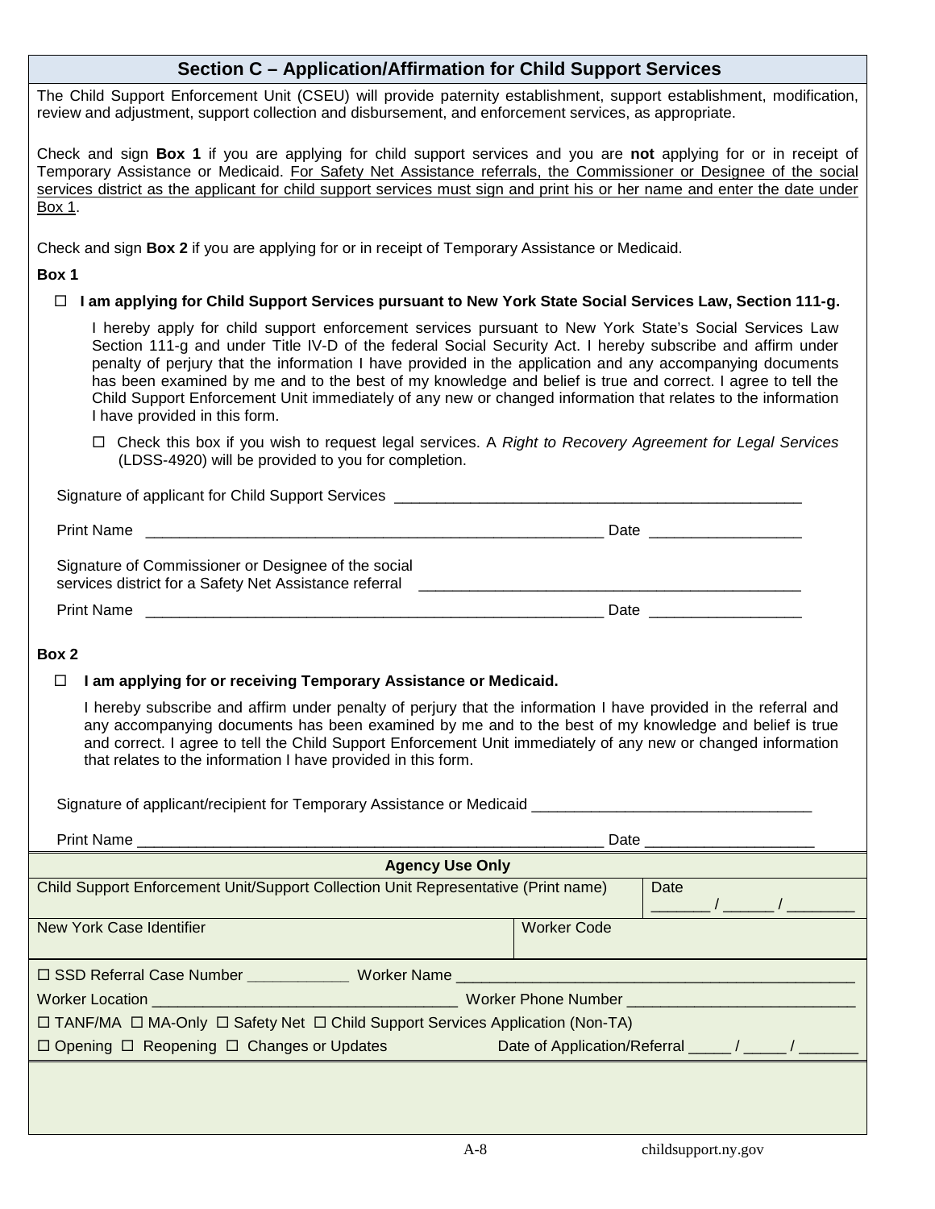## Section C – Application/Affirmation for Child Support Services

The Child Support Enforcement Unit (CSEU) will provide paternity establishment, support establishment, modification, review and adjustment, support collection and disbursement, and enforcement services, as appropriate.

Check and sign **Box 1** if you are applying for child support services and you are **not** applying for or in receipt of Temporary Assistance or Medicaid. For Safety Net Assistance referrals, the Commissioner or Designee of the social services district as the applicant for child support services must sign and print his or her name and enter the date under Box 1.

Check and sign **Box 2** if you are applying for or in receipt of Temporary Assistance or Medicaid.

**Box 1**

☐ **I am applying for Child Support Services pursuant to New York State Social Services Law, Section 111-g.**

I hereby apply for child support enforcement services pursuant to New York State's Social Services Law Section 111-g and under Title IV-D of the federal Social Security Act. I hereby subscribe and affirm under penalty of perjury that the information I have provided in the application and any accompanying documents has been examined by me and to the best of my knowledge and belief is true and correct. I agree to tell the Child Support Enforcement Unit immediately of any new or changed information that relates to the information I have provided in this form.

☐ Check this box if you wish to request legal services. A *Right to Recovery Agreement for Legal Services* (LDSS-4920) will be provided to you for completion.

Signature of applicant for Child Support Services ______________________________________________

Print Name ______________________________________________________ Date _________________

Signature of Commissioner or Designee of the social services district for a Safety Net Assistance referral ______________________________________________

Print Name ______________________________________________________ Date _________________

**Box 2**

☐ **I am applying for or receiving Temporary Assistance or Medicaid.**

I hereby subscribe and affirm under penalty of perjury that the information I have provided in the referral and any accompanying documents has been examined by me and to the best of my knowledge and belief is true and correct. I agree to tell the Child Support Enforcement Unit immediately of any new or changed information that relates to the information I have provided in this form.

Signature of applicant/recipient for Temporary Assistance or Medicaid ________________________________

Print Name ______________________________________________________ Date ___________________

**Agency Use Only**

| | | |
|---|---|---|
| Child Support Enforcement Unit/Support Collection Unit Representative (Print name) | | Date _______ / ______ / ________ |
| New York Case Identifier | Worker Code | |

☐ SSD Referral Case Number ____________ Worker Name ______________________________________________

Worker Location ___________________________________ Worker Phone Number __________________________

☐ TANF/MA ☐ MA-Only ☐ Safety Net ☐ Child Support Services Application (Non-TA)

☐ Opening ☐ Reopening ☐ Changes or Updates Date of Application/Referral _____ / _____ / _______